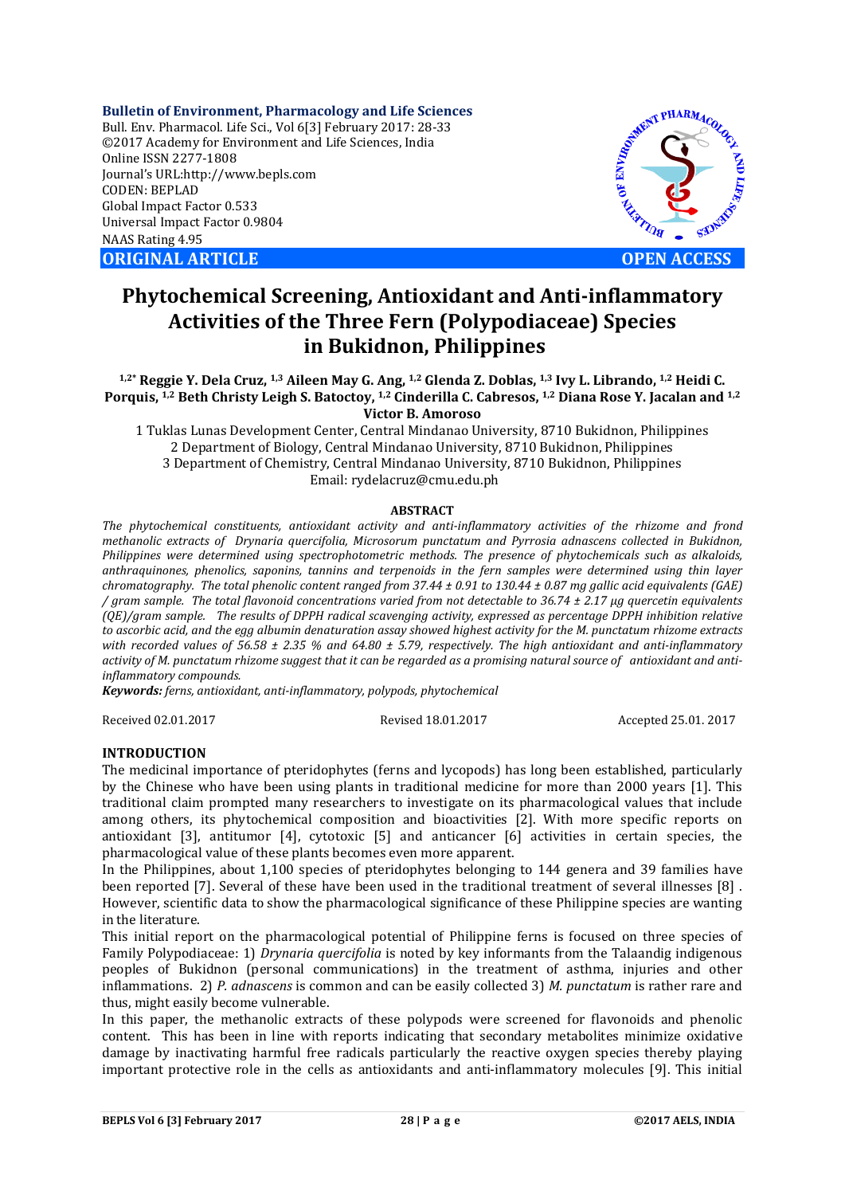**Bulletin of Environment, Pharmacology and Life Sciences**
Bull. Env. Pharmacol. Life Sci., Vol 6[3] February 2017: 28-33
©2017 Academy for Environment and Life Sciences, India
Online ISSN 2277-1808
Journal's URL:http://www.bepls.com
CODEN: BEPLAD
Global Impact Factor 0.533
Universal Impact Factor 0.9804
NAAS Rating 4.95

**ORIGINAL ARTICLE** **OPEN ACCESS**

# Phytochemical Screening, Antioxidant and Anti-inflammatory Activities of the Three Fern (Polypodiaceae) Species in Bukidnon, Philippines

**[1,2*] Reggie Y. Dela Cruz, [1,3] Aileen May G. Ang, [1,2] Glenda Z. Doblas, [1,3] Ivy L. Librando, [1,2] Heidi C. Porquis, [1,2] Beth Christy Leigh S. Batoctoy, [1,2] Cinderilla C. Cabresos, [1,2] Diana Rose Y. Jacalan and [1,2] Victor B. Amoroso**

1 Tuklas Lunas Development Center, Central Mindanao University, 8710 Bukidnon, Philippines
2 Department of Biology, Central Mindanao University, 8710 Bukidnon, Philippines
3 Department of Chemistry, Central Mindanao University, 8710 Bukidnon, Philippines
Email: rydelacruz@cmu.edu.ph

## ABSTRACT

*The phytochemical constituents, antioxidant activity and anti-inflammatory activities of the rhizome and frond methanolic extracts of Drynaria quercifolia, Microsorum punctatum and Pyrrosia adnascens collected in Bukidnon, Philippines were determined using spectrophotometric methods. The presence of phytochemicals such as alkaloids, anthraquinones, phenolics, saponins, tannins and terpenoids in the fern samples were determined using thin layer chromatography. The total phenolic content ranged from 37.44 ± 0.91 to 130.44 ± 0.87 mg gallic acid equivalents (GAE) / gram sample. The total flavonoid concentrations varied from not detectable to 36.74 ± 2.17 µg quercetin equivalents (QE)/gram sample. The results of DPPH radical scavenging activity, expressed as percentage DPPH inhibition relative to ascorbic acid, and the egg albumin denaturation assay showed highest activity for the M. punctatum rhizome extracts with recorded values of 56.58 ± 2.35 % and 64.80 ± 5.79, respectively. The high antioxidant and anti-inflammatory activity of M. punctatum rhizome suggest that it can be regarded as a promising natural source of antioxidant and anti-inflammatory compounds.*

***Keywords:** ferns, antioxidant, anti-inflammatory, polypods, phytochemical*

Received 02.01.2017 Revised 18.01.2017 Accepted 25.01. 2017

## INTRODUCTION

The medicinal importance of pteridophytes (ferns and lycopods) has long been established, particularly by the Chinese who have been using plants in traditional medicine for more than 2000 years [1]. This traditional claim prompted many researchers to investigate on its pharmacological values that include among others, its phytochemical composition and bioactivities [2]. With more specific reports on antioxidant [3], antitumor [4], cytotoxic [5] and anticancer [6] activities in certain species, the pharmacological value of these plants becomes even more apparent.

In the Philippines, about 1,100 species of pteridophytes belonging to 144 genera and 39 families have been reported [7]. Several of these have been used in the traditional treatment of several illnesses [8] . However, scientific data to show the pharmacological significance of these Philippine species are wanting in the literature.

This initial report on the pharmacological potential of Philippine ferns is focused on three species of Family Polypodiaceae: 1) *Drynaria quercifolia* is noted by key informants from the Talaandig indigenous peoples of Bukidnon (personal communications) in the treatment of asthma, injuries and other inflammations. 2) *P. adnascens* is common and can be easily collected 3) *M. punctatum* is rather rare and thus, might easily become vulnerable.

In this paper, the methanolic extracts of these polypods were screened for flavonoids and phenolic content. This has been in line with reports indicating that secondary metabolites minimize oxidative damage by inactivating harmful free radicals particularly the reactive oxygen species thereby playing important protective role in the cells as antioxidants and anti-inflammatory molecules [9]. This initial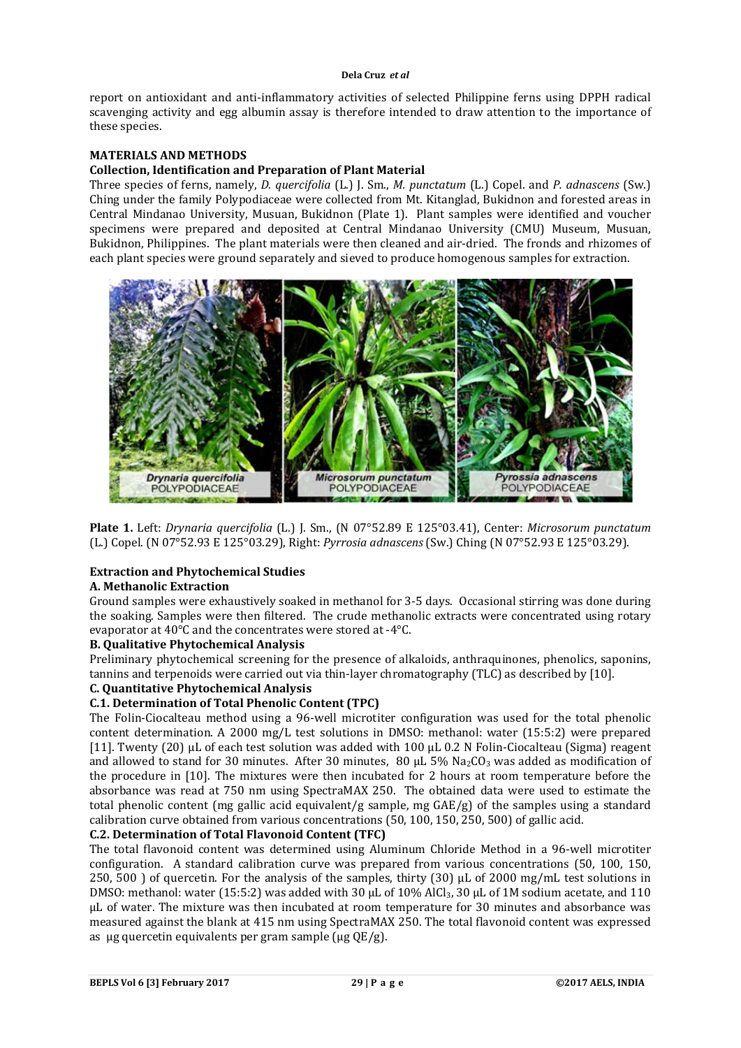report on antioxidant and anti-inflammatory activities of selected Philippine ferns using DPPH radical scavenging activity and egg albumin assay is therefore intended to draw attention to the importance of these species.

## MATERIALS AND METHODS

### Collection, Identification and Preparation of Plant Material

Three species of ferns, namely, *D. quercifolia* (L.) J. Sm., *M. punctatum* (L.) Copel. and *P. adnascens* (Sw.) Ching under the family Polypodiaceae were collected from Mt. Kitanglad, Bukidnon and forested areas in Central Mindanao University, Musuan, Bukidnon (Plate 1). Plant samples were identified and voucher specimens were prepared and deposited at Central Mindanao University (CMU) Museum, Musuan, Bukidnon, Philippines. The plant materials were then cleaned and air-dried. The fronds and rhizomes of each plant species were ground separately and sieved to produce homogenous samples for extraction.

**Plate 1.** Left: *Drynaria quercifolia* (L.) J. Sm., (N 07°52.89 E 125°03.41), Center: *Microsorum punctatum* (L.) Copel. (N 07°52.93 E 125°03.29), Right: *Pyrrosia adnascens* (Sw.) Ching (N 07°52.93 E 125°03.29).

### Extraction and Phytochemical Studies

#### A. Methanolic Extraction

Ground samples were exhaustively soaked in methanol for 3-5 days. Occasional stirring was done during the soaking. Samples were then filtered. The crude methanolic extracts were concentrated using rotary evaporator at 40°C and the concentrates were stored at -4°C.

#### B. Qualitative Phytochemical Analysis

Preliminary phytochemical screening for the presence of alkaloids, anthraquinones, phenolics, saponins, tannins and terpenoids were carried out via thin-layer chromatography (TLC) as described by [10].

#### C. Quantitative Phytochemical Analysis

#### C.1. Determination of Total Phenolic Content (TPC)

The Folin-Ciocalteu method using a 96-well microtiter configuration was used for the total phenolic content determination. A 2000 mg/L test solutions in DMSO: methanol: water (15:5:2) were prepared [11]. Twenty (20) µL of each test solution was added with 100 µL 0.2 N Folin-Ciocalteau (Sigma) reagent and allowed to stand for 30 minutes. After 30 minutes, 80 µL 5% $Na_2CO_3$ was added as modification of the procedure in [10]. The mixtures were then incubated for 2 hours at room temperature before the absorbance was read at 750 nm using SpectraMAX 250. The obtained data were used to estimate the total phenolic content (mg gallic acid equivalent/g sample, mg GAE/g) of the samples using a standard calibration curve obtained from various concentrations (50, 100, 150, 250, 500) of gallic acid.

#### C.2. Determination of Total Flavonoid Content (TFC)

The total flavonoid content was determined using Aluminum Chloride Method in a 96-well microtiter configuration. A standard calibration curve was prepared from various concentrations (50, 100, 150, 250, 500 ) of quercetin. For the analysis of the samples, thirty (30) µL of 2000 mg/mL test solutions in DMSO: methanol: water (15:5:2) was added with 30 µL of 10% $AlCl_3$, 30 µL of 1M sodium acetate, and 110 µL of water. The mixture was then incubated at room temperature for 30 minutes and absorbance was measured against the blank at 415 nm using SpectraMAX 250. The total flavonoid content was expressed as µg quercetin equivalents per gram sample (µg QE/g).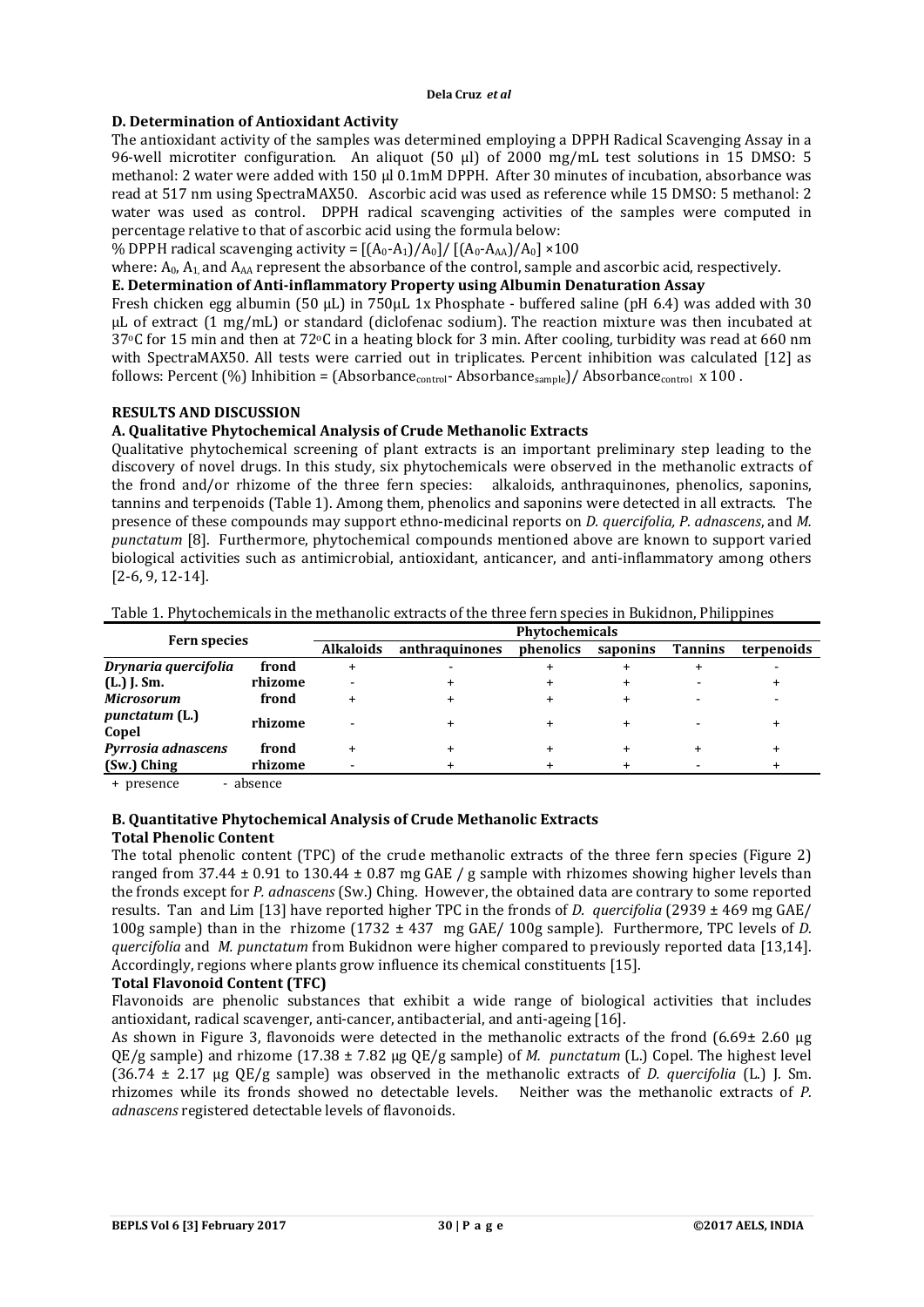**D. Determination of Antioxidant Activity**

The antioxidant activity of the samples was determined employing a DPPH Radical Scavenging Assay in a 96-well microtiter configuration. An aliquot (50 µl) of 2000 mg/mL test solutions in 15 DMSO: 5 methanol: 2 water were added with 150 µl 0.1mM DPPH. After 30 minutes of incubation, absorbance was read at 517 nm using SpectraMAX50. Ascorbic acid was used as reference while 15 DMSO: 5 methanol: 2 water was used as control. DPPH radical scavenging activities of the samples were computed in percentage relative to that of ascorbic acid using the formula below:

% DPPH radical scavenging activity = $[(A_0\text{-}A_1)/A_0]/[(A_0\text{-}A_{AA})/A_0] \times 100$

where: $A_0$, $A_1$ and $A_{AA}$ represent the absorbance of the control, sample and ascorbic acid, respectively.

**E. Determination of Anti-inflammatory Property using Albumin Denaturation Assay**

Fresh chicken egg albumin (50 µL) in 750µL 1x Phosphate - buffered saline (pH 6.4) was added with 30 µL of extract (1 mg/mL) or standard (diclofenac sodium). The reaction mixture was then incubated at 37°C for 15 min and then at 72°C in a heating block for 3 min. After cooling, turbidity was read at 660 nm with SpectraMAX50. All tests were carried out in triplicates. Percent inhibition was calculated [12] as follows: Percent (%) Inhibition = $(\text{Absorbance}_{\text{control}} - \text{Absorbance}_{\text{sample}})/\text{Absorbance}_{\text{control}} \times 100$.

**RESULTS AND DISCUSSION**

**A. Qualitative Phytochemical Analysis of Crude Methanolic Extracts**

Qualitative phytochemical screening of plant extracts is an important preliminary step leading to the discovery of novel drugs. In this study, six phytochemicals were observed in the methanolic extracts of the frond and/or rhizome of the three fern species: alkaloids, anthraquinones, phenolics, saponins, tannins and terpenoids (Table 1). Among them, phenolics and saponins were detected in all extracts. The presence of these compounds may support ethno-medicinal reports on *D. quercifolia, P. adnascens*, and *M. punctatum* [8]. Furthermore, phytochemical compounds mentioned above are known to support varied biological activities such as antimicrobial, antioxidant, anticancer, and anti-inflammatory among others [2-6, 9, 12-14].

Table 1. Phytochemicals in the methanolic extracts of the three fern species in Bukidnon, Philippines

| Fern species | | Phytochemicals | | | | | |
|---|---|---|---|---|---|---|---|
| | | **Alkaloids** | **anthraquinones** | **phenolics** | **saponins** | **Tannins** | **terpenoids** |
| ***Drynaria quercifolia*** | **frond** | + | - | + | + | + | - |
| **(L.) J. Sm.** | **rhizome** | - | + | + | + | - | + |
| ***Microsorum*** | **frond** | + | + | + | + | - | - |
| ***punctatum*** **(L.) Copel** | **rhizome** | - | + | + | + | - | + |
| ***Pyrrosia adnascens*** | **frond** | + | + | + | + | + | + |
| **(Sw.) Ching** | **rhizome** | - | + | + | + | - | + |

+ presence - absence

**B. Quantitative Phytochemical Analysis of Crude Methanolic Extracts**

**Total Phenolic Content**

The total phenolic content (TPC) of the crude methanolic extracts of the three fern species (Figure 2) ranged from 37.44 ± 0.91 to 130.44 ± 0.87 mg GAE / g sample with rhizomes showing higher levels than the fronds except for *P. adnascens* (Sw.) Ching. However, the obtained data are contrary to some reported results. Tan and Lim [13] have reported higher TPC in the fronds of *D. quercifolia* (2939 ± 469 mg GAE/ 100g sample) than in the rhizome (1732 ± 437 mg GAE/ 100g sample). Furthermore, TPC levels of *D. quercifolia* and *M. punctatum* from Bukidnon were higher compared to previously reported data [13,14]. Accordingly, regions where plants grow influence its chemical constituents [15].

**Total Flavonoid Content (TFC)**

Flavonoids are phenolic substances that exhibit a wide range of biological activities that includes antioxidant, radical scavenger, anti-cancer, antibacterial, and anti-ageing [16].

As shown in Figure 3, flavonoids were detected in the methanolic extracts of the frond (6.69± 2.60 µg QE/g sample) and rhizome (17.38 ± 7.82 µg QE/g sample) of *M. punctatum* (L.) Copel. The highest level (36.74 ± 2.17 µg QE/g sample) was observed in the methanolic extracts of *D. quercifolia* (L.) J. Sm. rhizomes while its fronds showed no detectable levels. Neither was the methanolic extracts of *P. adnascens* registered detectable levels of flavonoids.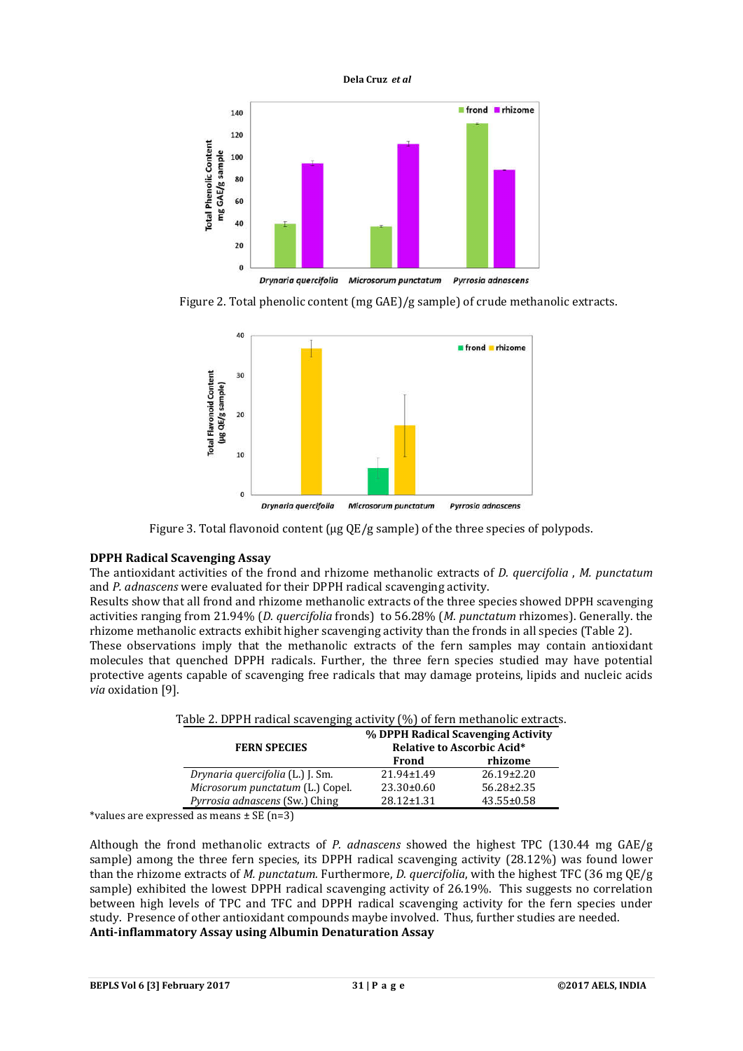Figure 2. Total phenolic content (mg GAE)/g sample) of crude methanolic extracts.

Figure 3. Total flavonoid content (µg QE/g sample) of the three species of polypods.

**DPPH Radical Scavenging Assay**

The antioxidant activities of the frond and rhizome methanolic extracts of *D. quercifolia* , *M. punctatum* and *P. adnascens* were evaluated for their DPPH radical scavenging activity.

Results show that all frond and rhizome methanolic extracts of the three species showed DPPH scavenging activities ranging from 21.94% (*D. quercifolia* fronds) to 56.28% (*M. punctatum* rhizomes). Generally. the rhizome methanolic extracts exhibit higher scavenging activity than the fronds in all species (Table 2).

These observations imply that the methanolic extracts of the fern samples may contain antioxidant molecules that quenched DPPH radicals. Further, the three fern species studied may have potential protective agents capable of scavenging free radicals that may damage proteins, lipids and nucleic acids *via* oxidation [9].

Table 2. DPPH radical scavenging activity (%) of fern methanolic extracts.

| FERN SPECIES | % DPPH Radical Scavenging Activity Relative to Ascorbic Acid* | |
|---|---|---|
| | Frond | rhizome |
| *Drynaria quercifolia* (L.) J. Sm. | 21.94±1.49 | 26.19±2.20 |
| *Microsorum punctatum* (L.) Copel. | 23.30±0.60 | 56.28±2.35 |
| *Pyrrosia adnascens* (Sw.) Ching | 28.12±1.31 | 43.55±0.58 |

*values are expressed as means ± SE (n=3)

Although the frond methanolic extracts of *P. adnascens* showed the highest TPC (130.44 mg GAE/g sample) among the three fern species, its DPPH radical scavenging activity (28.12%) was found lower than the rhizome extracts of *M. punctatum.* Furthermore, *D. quercifolia*, with the highest TFC (36 mg QE/g sample) exhibited the lowest DPPH radical scavenging activity of 26.19%. This suggests no correlation between high levels of TPC and TFC and DPPH radical scavenging activity for the fern species under study. Presence of other antioxidant compounds maybe involved. Thus, further studies are needed.

**Anti-inflammatory Assay using Albumin Denaturation Assay**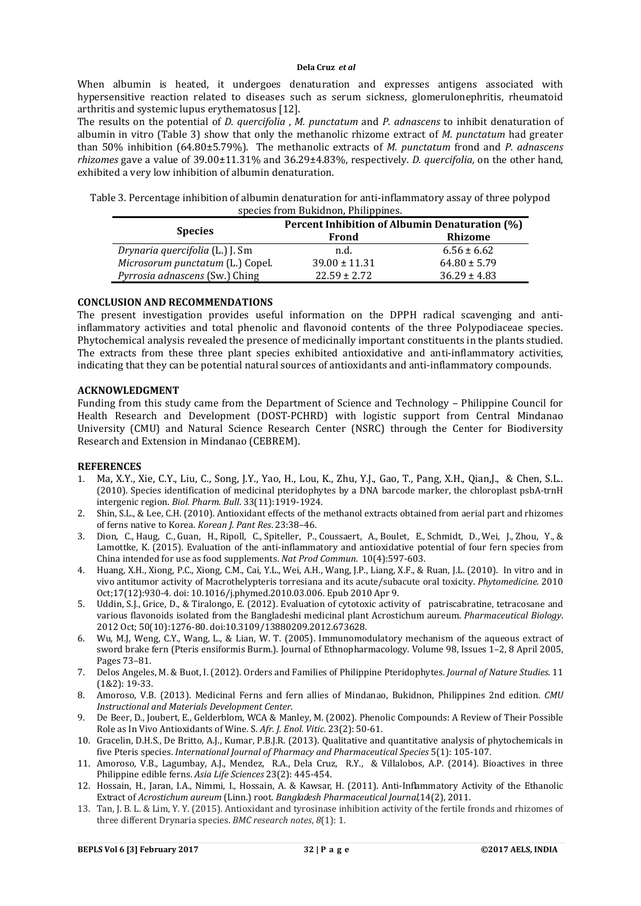When albumin is heated, it undergoes denaturation and expresses antigens associated with hypersensitive reaction related to diseases such as serum sickness, glomerulonephritis, rheumatoid arthritis and systemic lupus erythematosus [12].

The results on the potential of *D. quercifolia* , *M. punctatum* and *P. adnascens* to inhibit denaturation of albumin in vitro (Table 3) show that only the methanolic rhizome extract of *M. punctatum* had greater than 50% inhibition (64.80±5.79%). The methanolic extracts of *M. punctatum* frond and *P. adnascens rhizomes* gave a value of 39.00±11.31% and 36.29±4.83%, respectively. *D. quercifolia,* on the other hand, exhibited a very low inhibition of albumin denaturation.

Table 3. Percentage inhibition of albumin denaturation for anti-inflammatory assay of three polypod species from Bukidnon, Philippines.

| Species | Percent Inhibition of Albumin Denaturation (%) | |
|---|---|---|
| | Frond | Rhizome |
| *Drynaria quercifolia* (L.) J. Sm | n.d. | 6.56 ± 6.62 |
| *Microsorum punctatum* (L.) Copel. | 39.00 ± 11.31 | 64.80 ± 5.79 |
| *Pyrrosia adnascens* (Sw.) Ching | 22.59 ± 2.72 | 36.29 ± 4.83 |

## CONCLUSION AND RECOMMENDATIONS

The present investigation provides useful information on the DPPH radical scavenging and anti-inflammatory activities and total phenolic and flavonoid contents of the three Polypodiaceae species. Phytochemical analysis revealed the presence of medicinally important constituents in the plants studied. The extracts from these three plant species exhibited antioxidative and anti-inflammatory activities, indicating that they can be potential natural sources of antioxidants and anti-inflammatory compounds.

## ACKNOWLEDGMENT

Funding from this study came from the Department of Science and Technology – Philippine Council for Health Research and Development (DOST-PCHRD) with logistic support from Central Mindanao University (CMU) and Natural Science Research Center (NSRC) through the Center for Biodiversity Research and Extension in Mindanao (CEBREM).

## REFERENCES

1. Ma, X.Y., Xie, C.Y., Liu, C., Song, J.Y., Yao, H., Lou, K., Zhu, Y.J., Gao, T., Pang, X.H., Qian,J., & Chen, S.L.. (2010). Species identification of medicinal pteridophytes by a DNA barcode marker, the chloroplast psbA-trnH intergenic region. *Biol. Pharm. Bull*. 33(11):1919-1924.
2. Shin, S.L., & Lee, C.H. (2010). Antioxidant effects of the methanol extracts obtained from aerial part and rhizomes of ferns native to Korea. *Korean J. Pant Res*. 23:38–46.
3. Dion, C., Haug, C., Guan, H., Ripoll, C., Spiteller, P., Coussaert, A., Boulet, E., Schmidt, D., Wei, J., Zhou, Y., & Lamottke, K. (2015). Evaluation of the anti-inflammatory and antioxidative potential of four fern species from China intended for use as food supplements. *Nat Prod Commun*. 10(4):597-603.
4. Huang, X.H., Xiong, P.C., Xiong, C.M., Cai, Y.L., Wei, A.H., Wang, J.P., Liang, X.F., & Ruan, J.L. (2010). In vitro and in vivo antitumor activity of Macrothelypteris torresiana and its acute/subacute oral toxicity. *Phytomedicine.* 2010 Oct;17(12):930-4. doi: 10.1016/j.phymed.2010.03.006. Epub 2010 Apr 9.
5. Uddin, S.J., Grice, D., & Tiralongo, E. (2012). Evaluation of cytotoxic activity of patriscabratine, tetracosane and various flavonoids isolated from the Bangladeshi medicinal plant Acrostichum aureum. *Pharmaceutical Biology*. 2012 Oct; 50(10):1276-80. doi:10.3109/13880209.2012.673628.
6. Wu, M.J, Weng, C.Y., Wang, L., & Lian, W. T. (2005). Immunomodulatory mechanism of the aqueous extract of sword brake fern (Pteris ensiformis Burm.). Journal of Ethnopharmacology. Volume 98, Issues 1–2, 8 April 2005, Pages 73–81.
7. Delos Angeles, M. & Buot, I. (2012). Orders and Families of Philippine Pteridophytes. *Journal of Nature Studies*. 11 (1&2): 19-33.
8. Amoroso, V.B. (2013). Medicinal Ferns and fern allies of Mindanao, Bukidnon, Philippines 2nd edition. *CMU Instructional and Materials Development Center.*
9. De Beer, D., Joubert, E., Gelderblom, WCA & Manley, M. (2002). Phenolic Compounds: A Review of Their Possible Role as In Vivo Antioxidants of Wine. S. *Afr. J. Enol. Vitic*. 23(2): 50-61.
10. Gracelin, D.H.S., De Britto, A.J., Kumar, P.B.J.R. (2013). Qualitative and quantitative analysis of phytochemicals in five Pteris species. *International Journal of Pharmacy and Pharmaceutical Species* 5(1): 105-107.
11. Amoroso, V.B., Lagumbay, A.J., Mendez, R.A., Dela Cruz, R.Y., & Villalobos, A.P. (2014). Bioactives in three Philippine edible ferns. *Asia Life Sciences* 23(2): 445-454.
12. Hossain, H., Jaran, I.A., Nimmi, I., Hossain, A. & Kawsar, H. (2011). Anti-Inflammatory Activity of the Ethanolic Extract of *Acrostichum aureum* (Linn.) root. *Bangladesh Pharmaceutical Journal*,14(2), 2011.
13. Tan, J. B. L. & Lim, Y. Y. (2015). Antioxidant and tyrosinase inhibition activity of the fertile fronds and rhizomes of three different Drynaria species. *BMC research notes*, *8*(1): 1.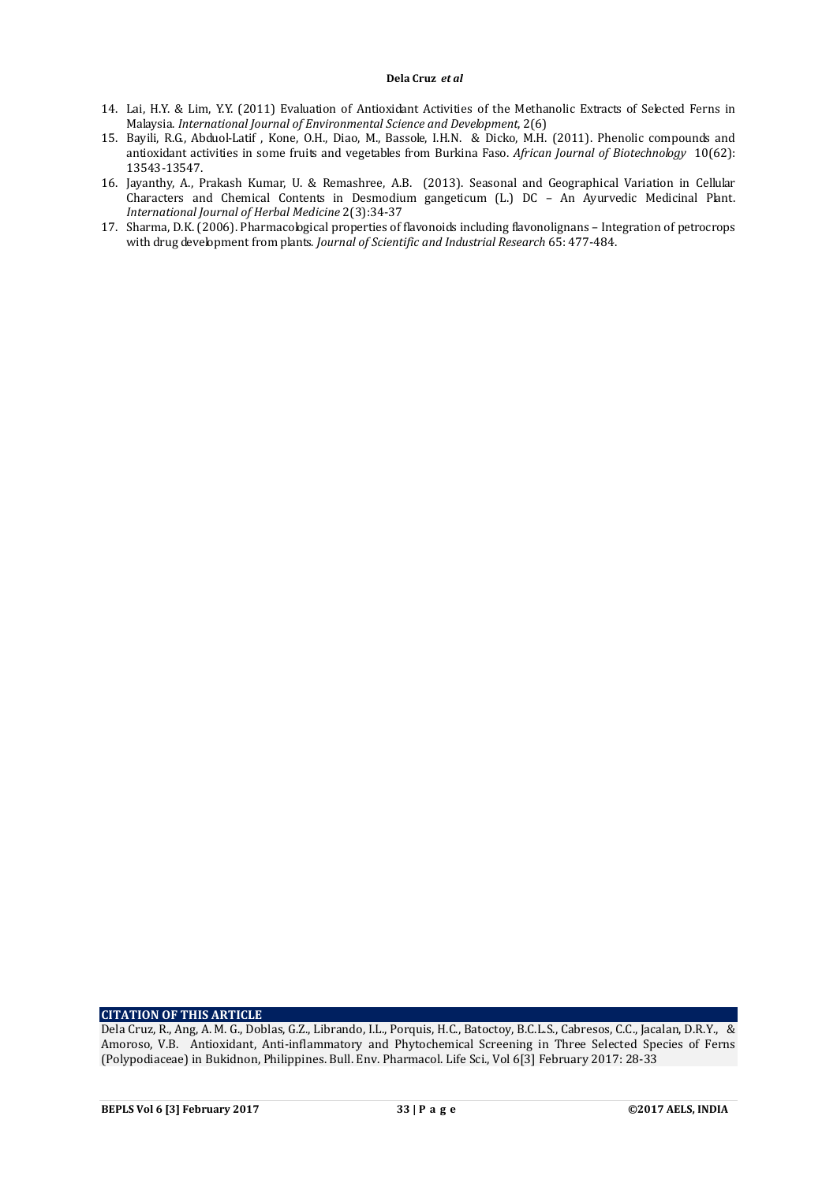14. Lai, H.Y. & Lim, Y.Y. (2011) Evaluation of Antioxidant Activities of the Methanolic Extracts of Selected Ferns in Malaysia. *International Journal of Environmental Science and Development*, 2(6)
15. Bayili, R.G., Abduol-Latif , Kone, O.H., Diao, M., Bassole, I.H.N. & Dicko, M.H. (2011). Phenolic compounds and antioxidant activities in some fruits and vegetables from Burkina Faso. *African Journal of Biotechnology* 10(62): 13543-13547.
16. Jayanthy, A., Prakash Kumar, U. & Remashree, A.B. (2013). Seasonal and Geographical Variation in Cellular Characters and Chemical Contents in Desmodium gangeticum (L.) DC – An Ayurvedic Medicinal Plant. *International Journal of Herbal Medicine* 2(3):34-37
17. Sharma, D.K. (2006). Pharmacological properties of flavonoids including flavonolignans – Integration of petrocrops with drug development from plants. *Journal of Scientific and Industrial Research* 65: 477-484.

**CITATION OF THIS ARTICLE**

Dela Cruz, R., Ang, A. M. G., Doblas, G.Z., Librando, I.L., Porquis, H.C., Batoctoy, B.C.L.S., Cabresos, C.C., Jacalan, D.R.Y., & Amoroso, V.B. Antioxidant, Anti-inflammatory and Phytochemical Screening in Three Selected Species of Ferns (Polypodiaceae) in Bukidnon, Philippines. Bull. Env. Pharmacol. Life Sci., Vol 6[3] February 2017: 28-33